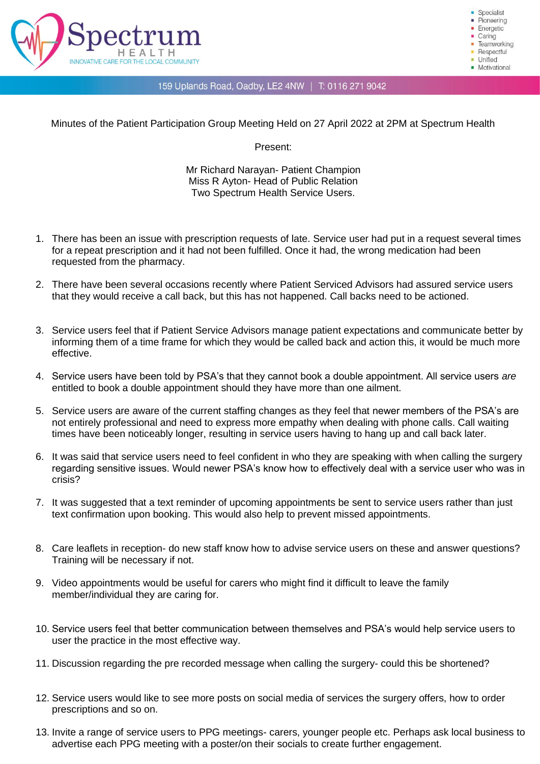Spectrum
HEALTH
INNOVATIVE CARE FOR THE LOCAL COMMUNITY

- Specialist
- Pioneering
- Energetic
- Caring
- Teamworking
- Respectful
- Unified
- Motivational

159 Uplands Road, Oadby, LE2 4NW | T: 0116 271 9042

Minutes of the Patient Participation Group Meeting Held on 27 April 2022 at 2PM at Spectrum Health

Present:

Mr Richard Narayan- Patient Champion
Miss R Ayton- Head of Public Relation
Two Spectrum Health Service Users.

1. There has been an issue with prescription requests of late. Service user had put in a request several times for a repeat prescription and it had not been fulfilled. Once it had, the wrong medication had been requested from the pharmacy.

2. There have been several occasions recently where Patient Serviced Advisors had assured service users that they would receive a call back, but this has not happened. Call backs need to be actioned.

3. Service users feel that if Patient Service Advisors manage patient expectations and communicate better by informing them of a time frame for which they would be called back and action this, it would be much more effective.

4. Service users have been told by PSA's that they cannot book a double appointment. All service users *are* entitled to book a double appointment should they have more than one ailment.

5. Service users are aware of the current staffing changes as they feel that newer members of the PSA's are not entirely professional and need to express more empathy when dealing with phone calls. Call waiting times have been noticeably longer, resulting in service users having to hang up and call back later.

6. It was said that service users need to feel confident in who they are speaking with when calling the surgery regarding sensitive issues. Would newer PSA's know how to effectively deal with a service user who was in crisis?

7. It was suggested that a text reminder of upcoming appointments be sent to service users rather than just text confirmation upon booking. This would also help to prevent missed appointments.

8. Care leaflets in reception- do new staff know how to advise service users on these and answer questions? Training will be necessary if not.

9. Video appointments would be useful for carers who might find it difficult to leave the family member/individual they are caring for.

10. Service users feel that better communication between themselves and PSA's would help service users to user the practice in the most effective way.

11. Discussion regarding the pre recorded message when calling the surgery- could this be shortened?

12. Service users would like to see more posts on social media of services the surgery offers, how to order prescriptions and so on.

13. Invite a range of service users to PPG meetings- carers, younger people etc. Perhaps ask local business to advertise each PPG meeting with a poster/on their socials to create further engagement.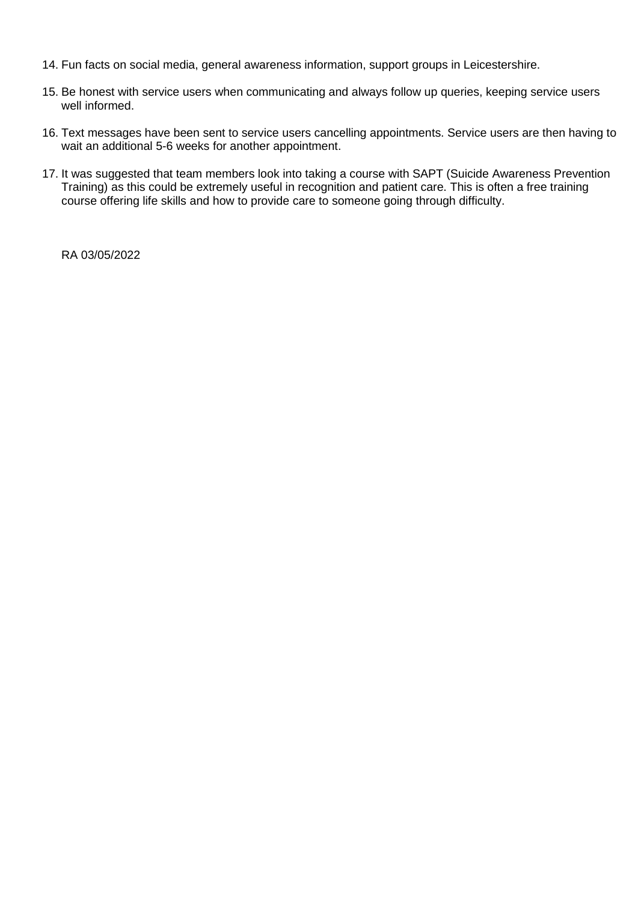14. Fun facts on social media, general awareness information, support groups in Leicestershire.

15. Be honest with service users when communicating and always follow up queries, keeping service users well informed.

16. Text messages have been sent to service users cancelling appointments. Service users are then having to wait an additional 5-6 weeks for another appointment.

17. It was suggested that team members look into taking a course with SAPT (Suicide Awareness Prevention Training) as this could be extremely useful in recognition and patient care. This is often a free training course offering life skills and how to provide care to someone going through difficulty.

RA 03/05/2022